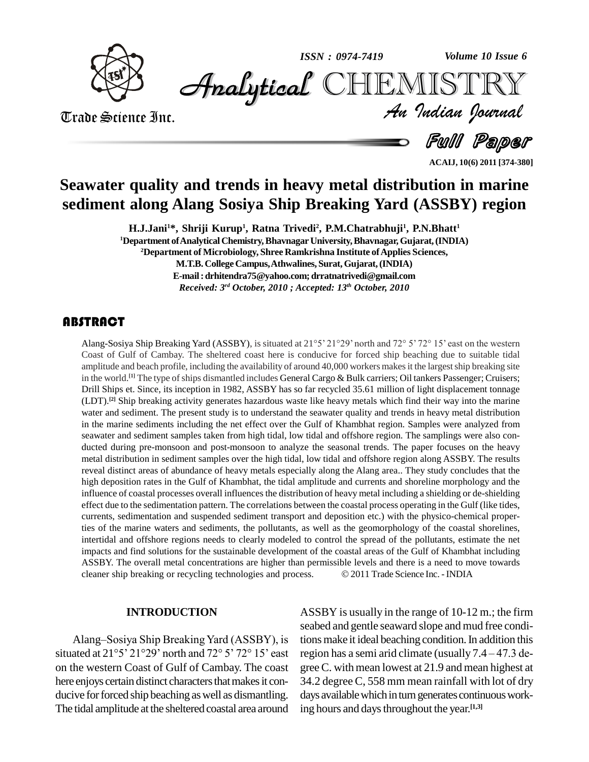# Seawater quality and trends in heavy metal distribution in marine sediment along Alang Sosiya Ship Breaking Yard (ASSBY) region

**H.J.Jani[1]\*, Shriji Kurup[1], Ratna Trivedi[2], P.M.Chatrabhuji[1], P.N.Bhatt[1]**

[1]Department of Analytical Chemistry, Bhavnagar University, Bhavnagar, Gujarat, (INDIA)

[2]Department of Microbiology, Shree Ramkrishna Institute of Applies Sciences, M.T.B. College Campus, Athwalines, Surat, Gujarat, (INDIA)

E-mail : drhitendra75@yahoo.com; drratnatrivedi@gmail.com

*Received: 3rd October, 2010 ; Accepted: 13th October, 2010*

## ABSTRACT

Alang-Sosiya Ship Breaking Yard (ASSBY), is situated at 21°5' 21°29' north and 72° 5' 72° 15' east on the western Coast of Gulf of Cambay. The sheltered coast here is conducive for forced ship beaching due to suitable tidal amplitude and beach profile, including the availability of around 40,000 workers makes it the largest ship breaking site in the world.[1] The type of ships dismantled includes General Cargo & Bulk carriers; Oil tankers Passenger; Cruisers; Drill Ships et. Since, its inception in 1982, ASSBY has so far recycled 35.61 million of light displacement tonnage (LDT).[2] Ship breaking activity generates hazardous waste like heavy metals which find their way into the marine water and sediment. The present study is to understand the seawater quality and trends in heavy metal distribution in the marine sediments including the net effect over the Gulf of Khambhat region. Samples were analyzed from seawater and sediment samples taken from high tidal, low tidal and offshore region. The samplings were also conducted during pre-monsoon and post-monsoon to analyze the seasonal trends. The paper focuses on the heavy metal distribution in sediment samples over the high tidal, low tidal and offshore region along ASSBY. The results reveal distinct areas of abundance of heavy metals especially along the Alang area.. They study concludes that the high deposition rates in the Gulf of Khambhat, the tidal amplitude and currents and shoreline morphology and the influence of coastal processes overall influences the distribution of heavy metal including a shielding or de-shielding effect due to the sedimentation pattern. The correlations between the coastal process operating in the Gulf (like tides, currents, sedimentation and suspended sediment transport and deposition etc.) with the physico-chemical properties of the marine waters and sediments, the pollutants, as well as the geomorphology of the coastal shorelines, intertidal and offshore regions needs to clearly modeled to control the spread of the pollutants, estimate the net impacts and find solutions for the sustainable development of the coastal areas of the Gulf of Khambhat including ASSBY. The overall metal concentrations are higher than permissible levels and there is a need to move towards cleaner ship breaking or recycling technologies and process. © 2011 Trade Science Inc. - INDIA

## INTRODUCTION

Alang–Sosiya Ship Breaking Yard (ASSBY), is situated at 21°5' 21°29' north and 72° 5' 72° 15' east on the western Coast of Gulf of Cambay. The coast here enjoys certain distinct characters that makes it conducive for forced ship beaching as well as dismantling. The tidal amplitude at the sheltered coastal area around ASSBY is usually in the range of 10-12 m.; the firm seabed and gentle seaward slope and mud free conditions make it ideal beaching condition. In addition this region has a semi arid climate (usually 7.4 – 47.3 degree C. with mean lowest at 21.9 and mean highest at 34.2 degree C, 558 mm mean rainfall with lot of dry days available which in turn generates continuous working hours and days throughout the year.[1,3]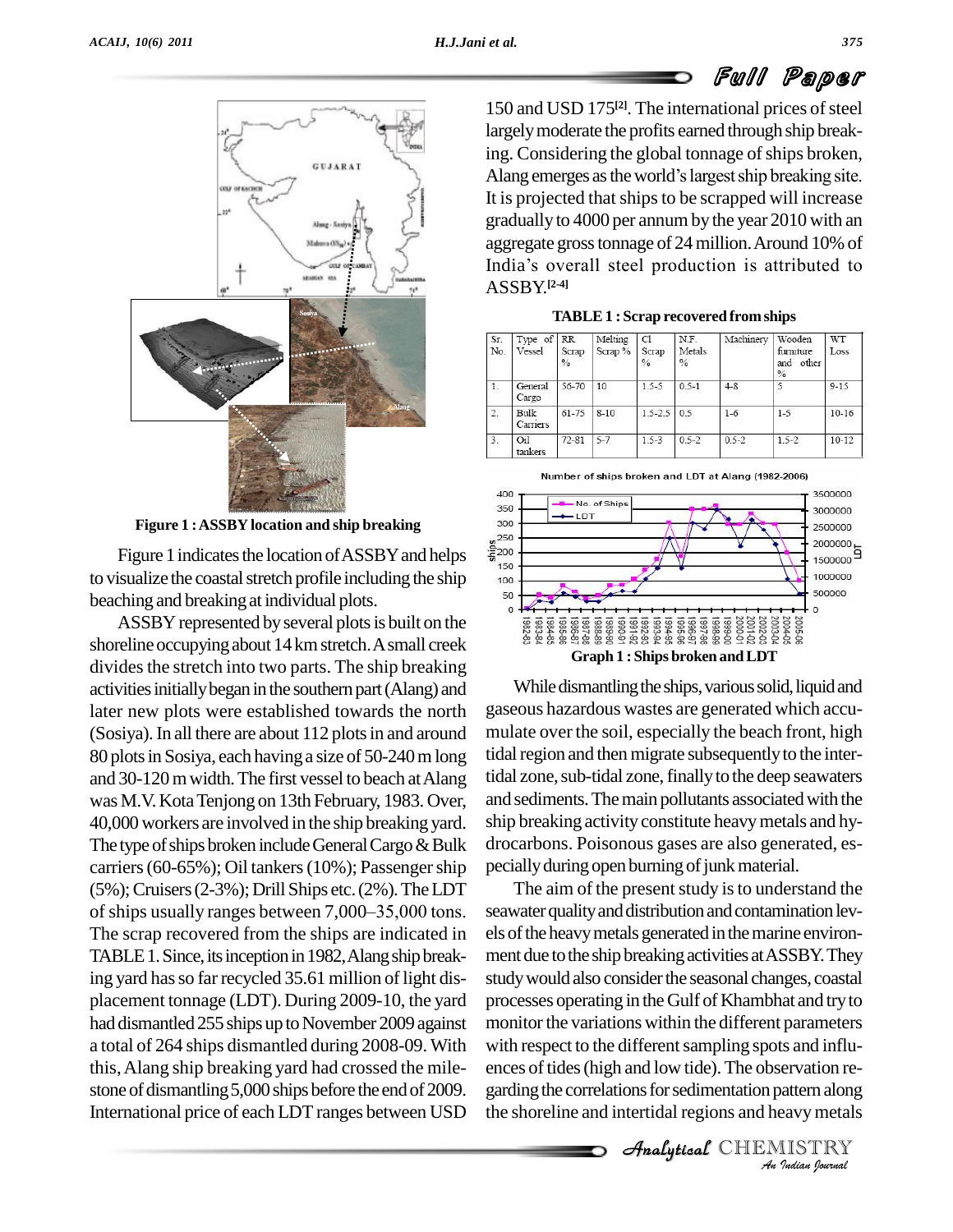Figure 1 : ASSBY location and ship breaking

Figure 1 indicates the location of ASSBY and helps to visualize the coastal stretch profile including the ship beaching and breaking at individual plots.

ASSBY represented by several plots is built on the shoreline occupying about 14 km stretch. A small creek divides the stretch into two parts. The ship breaking activities initially began in the southern part (Alang) and later new plots were established towards the north (Sosiya). In all there are about 112 plots in and around 80 plots in Sosiya, each having a size of 50-240 m long and 30-120 m width. The first vessel to beach at Alang was M.V. Kota Tenjong on 13th February, 1983. Over, 40,000 workers are involved in the ship breaking yard. The type of ships broken include General Cargo & Bulk carriers (60-65%); Oil tankers (10%); Passenger ship (5%); Cruisers (2-3%); Drill Ships etc. (2%). The LDT of ships usually ranges between 7,000–35,000 tons. The scrap recovered from the ships are indicated in TABLE 1. Since, its inception in 1982, Alang ship breaking yard has so far recycled 35.61 million of light displacement tonnage (LDT). During 2009-10, the yard had dismantled 255 ships up to November 2009 against a total of 264 ships dismantled during 2008-09. With this, Alang ship breaking yard had crossed the milestone of dismantling 5,000 ships before the end of 2009. International price of each LDT ranges between USD 150 and USD 175[2]. The international prices of steel largely moderate the profits earned through ship breaking. Considering the global tonnage of ships broken, Alang emerges as the world's largest ship breaking site. It is projected that ships to be scrapped will increase gradually to 4000 per annum by the year 2010 with an aggregate gross tonnage of 24 million. Around 10% of India's overall steel production is attributed to ASSBY.[2-4]

**TABLE 1 : Scrap recovered from ships**

| Sr. No. | Type of Vessel | RR Scrap % | Melting Scrap % | CI Scrap % | N.F. Metals % | Machinery | Wooden furniture and other % | WT Loss |
|---|---|---|---|---|---|---|---|---|
| 1. | General Cargo | 56-70 | 10 | 1.5-5 | 0.5-1 | 4-8 | 5 | 9-15 |
| 2. | Bulk Carriers | 61-75 | 8-10 | 1.5-2.5 | 0.5 | 1-6 | 1-5 | 10-16 |
| 3. | Oil tankers | 72-81 | 5-7 | 1.5-3 | 0.5-2 | 0.5-2 | 1.5-2 | 10-12 |

Graph 1 : Ships broken and LDT

While dismantling the ships, various solid, liquid and gaseous hazardous wastes are generated which accumulate over the soil, especially the beach front, high tidal region and then migrate subsequently to the intertidal zone, sub-tidal zone, finally to the deep seawaters and sediments. The main pollutants associated with the ship breaking activity constitute heavy metals and hydrocarbons. Poisonous gases are also generated, especially during open burning of junk material.

The aim of the present study is to understand the seawater quality and distribution and contamination levels of the heavy metals generated in the marine environment due to the ship breaking activities at ASSBY. They study would also consider the seasonal changes, coastal processes operating in the Gulf of Khambhat and try to monitor the variations within the different parameters with respect to the different sampling spots and influences of tides (high and low tide). The observation regarding the correlations for sedimentation pattern along the shoreline and intertidal regions and heavy metals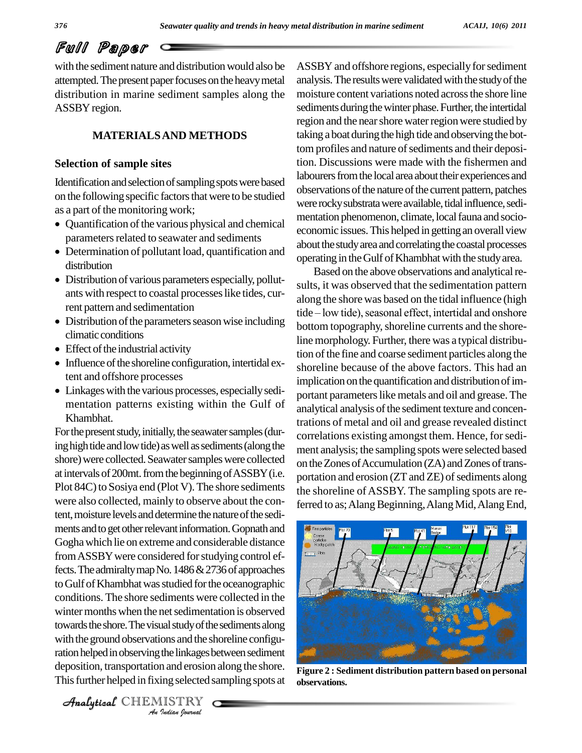with the sediment nature and distribution would also be attempted. The present paper focuses on the heavy metal distribution in marine sediment samples along the ASSBY region.

## MATERIALS AND METHODS

### Selection of sample sites

Identification and selection of sampling spots were based on the following specific factors that were to be studied as a part of the monitoring work;

- Quantification of the various physical and chemical parameters related to seawater and sediments
- Determination of pollutant load, quantification and distribution
- Distribution of various parameters especially, pollutants with respect to coastal processes like tides, current pattern and sedimentation
- Distribution of the parameters season wise including climatic conditions
- Effect of the industrial activity
- Influence of the shoreline configuration, intertidal extent and offshore processes
- Linkages with the various processes, especially sedimentation patterns existing within the Gulf of Khambhat.

For the present study, initially, the seawater samples (during high tide and low tide) as well as sediments (along the shore) were collected. Seawater samples were collected at intervals of 200mt. from the beginning of ASSBY (i.e. Plot 84C) to Sosiya end (Plot V). The shore sediments were also collected, mainly to observe about the content, moisture levels and determine the nature of the sediments and to get other relevant information. Gopnath and Gogha which lie on extreme and considerable distance from ASSBY were considered for studying control effects. The admiralty map No. 1486 & 2736 of approaches to Gulf of Khambhat was studied for the oceanographic conditions. The shore sediments were collected in the winter months when the net sedimentation is observed towards the shore. The visual study of the sediments along with the ground observations and the shoreline configuration helped in observing the linkages between sediment deposition, transportation and erosion along the shore. This further helped in fixing selected sampling spots at ASSBY and offshore regions, especially for sediment analysis. The results were validated with the study of the moisture content variations noted across the shore line sediments during the winter phase. Further, the intertidal region and the near shore water region were studied by taking a boat during the high tide and observing the bottom profiles and nature of sediments and their deposition. Discussions were made with the fishermen and labourers from the local area about their experiences and observations of the nature of the current pattern, patches were rocky substrata were available, tidal influence, sedimentation phenomenon, climate, local fauna and socio-economic issues. This helped in getting an overall view about the study area and correlating the coastal processes operating in the Gulf of Khambhat with the study area.

Based on the above observations and analytical results, it was observed that the sedimentation pattern along the shore was based on the tidal influence (high tide – low tide), seasonal effect, intertidal and onshore bottom topography, shoreline currents and the shoreline morphology. Further, there was a typical distribution of the fine and coarse sediment particles along the shoreline because of the above factors. This had an implication on the quantification and distribution of important parameters like metals and oil and grease. The analytical analysis of the sediment texture and concentrations of metal and oil and grease revealed distinct correlations existing amongst them. Hence, for sediment analysis; the sampling spots were selected based on the Zones of Accumulation (ZA) and Zones of transportation and erosion (ZT and ZE) of sediments along the shoreline of ASSBY. The sampling spots are referred to as; Alang Beginning, Alang Mid, Alang End,

**Figure 2 : Sediment distribution pattern based on personal observations.**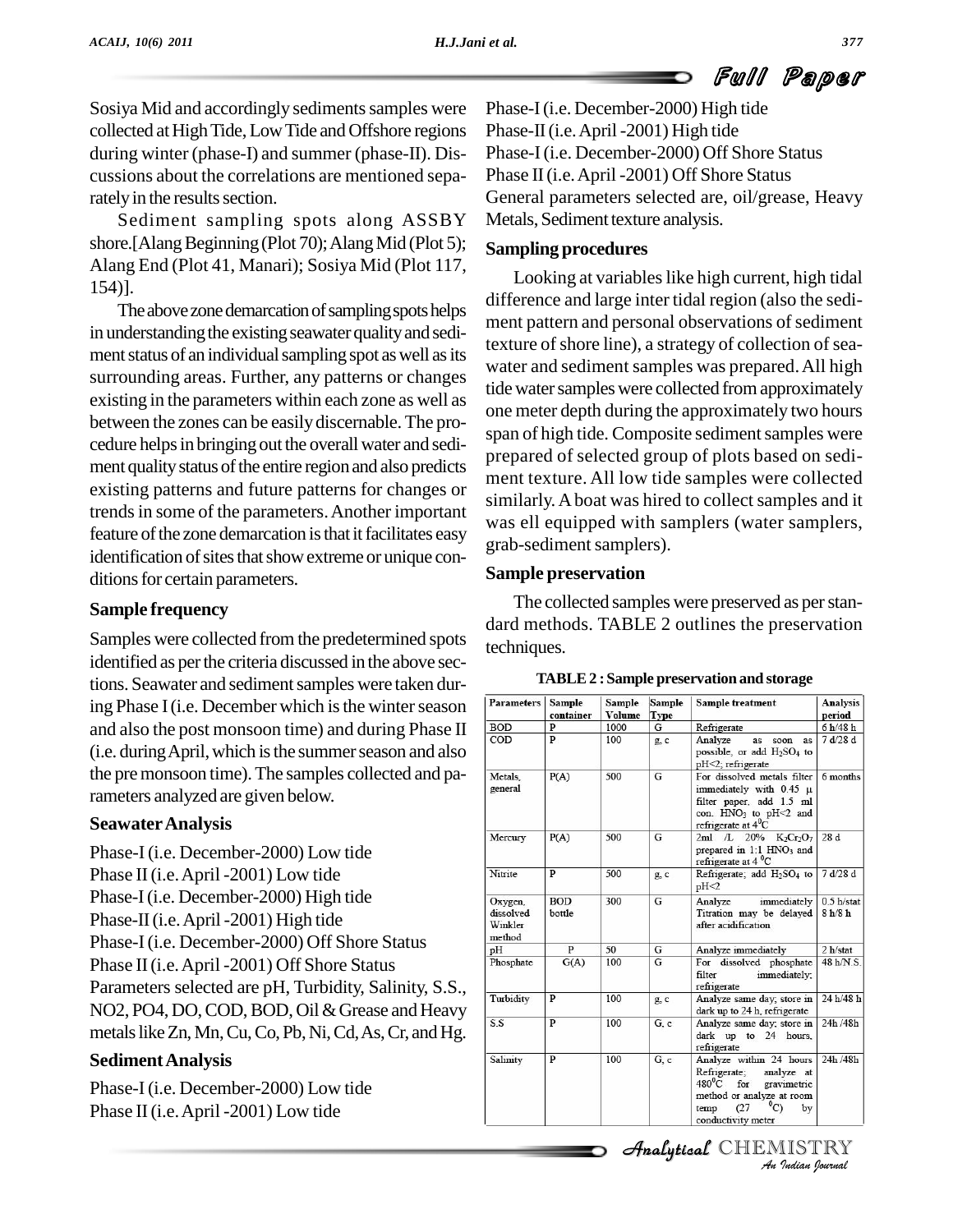Sosiya Mid and accordingly sediments samples were collected at High Tide, Low Tide and Offshore regions during winter (phase-I) and summer (phase-II). Discussions about the correlations are mentioned separately in the results section.

Sediment sampling spots along ASSBY shore.[Alang Beginning (Plot 70); Alang Mid (Plot 5); Alang End (Plot 41, Manari); Sosiya Mid (Plot 117, 154)].

The above zone demarcation of sampling spots helps in understanding the existing seawater quality and sediment status of an individual sampling spot as well as its surrounding areas. Further, any patterns or changes existing in the parameters within each zone as well as between the zones can be easily discernable. The procedure helps in bringing out the overall water and sediment quality status of the entire region and also predicts existing patterns and future patterns for changes or trends in some of the parameters. Another important feature of the zone demarcation is that it facilitates easy identification of sites that show extreme or unique conditions for certain parameters.

## Sample frequency

Samples were collected from the predetermined spots identified as per the criteria discussed in the above sections. Seawater and sediment samples were taken during Phase I (i.e. December which is the winter season and also the post monsoon time) and during Phase II (i.e. during April, which is the summer season and also the pre monsoon time). The samples collected and parameters analyzed are given below.

## Seawater Analysis

Phase-I (i.e. December-2000) Low tide
Phase II (i.e. April -2001) Low tide
Phase-I (i.e. December-2000) High tide
Phase-II (i.e. April -2001) High tide
Phase-I (i.e. December-2000) Off Shore Status
Phase II (i.e. April -2001) Off Shore Status
Parameters selected are pH, Turbidity, Salinity, S.S., NO2, PO4, DO, COD, BOD, Oil & Grease and Heavy metals like Zn, Mn, Cu, Co, Pb, Ni, Cd, As, Cr, and Hg.

## Sediment Analysis

Phase-I (i.e. December-2000) Low tide
Phase II (i.e. April -2001) Low tide
Phase-I (i.e. December-2000) High tide
Phase-II (i.e. April -2001) High tide
Phase-I (i.e. December-2000) Off Shore Status
Phase II (i.e. April -2001) Off Shore Status
General parameters selected are, oil/grease, Heavy Metals, Sediment texture analysis.

## Sampling procedures

Looking at variables like high current, high tidal difference and large inter tidal region (also the sediment pattern and personal observations of sediment texture of shore line), a strategy of collection of seawater and sediment samples was prepared. All high tide water samples were collected from approximately one meter depth during the approximately two hours span of high tide. Composite sediment samples were prepared of selected group of plots based on sediment texture. All low tide samples were collected similarly. A boat was hired to collect samples and it was ell equipped with samplers (water samplers, grab-sediment samplers).

## Sample preservation

The collected samples were preserved as per standard methods. TABLE 2 outlines the preservation techniques.

**TABLE 2 : Sample preservation and storage**

| Parameters | Sample container | Sample Volume | Sample Type | Sample treatment | Analysis period |
|---|---|---|---|---|---|
| BOD | P | 1000 | G | Refrigerate | 6 h/48 h |
| COD | P | 100 | g, c | Analyze as soon as possible, or add $H_2SO_4$ to pH<2; refrigerate | 7 d/28 d |
| Metals, general | P(A) | 500 | G | For dissolved metals filter immediately with 0.45 μ filter paper, add 1.5 ml con. $HNO_3$ to pH<2 and refrigerate at $4^0C$ | 6 months |
| Mercury | P(A) | 500 | G | 2ml /L 20% $K_2Cr_2O_7$ prepared in 1:1 $HNO_3$ and refrigerate at $4\ ^0C$ | 28 d |
| Nitrite | P | 500 | g, c | Refrigerate; add $H_2SO_4$ to pH<2 | 7 d/28 d |
| Oxygen, dissolved Winkler method | BOD bottle | 300 | G | Analyze immediately Titration may be delayed after acidification | 0.5 h/stat 8 h/8 h |
| pH | P | 50 | G | Analyze immediately | 2 h/stat |
| Phosphate | G(A) | 100 | G | For dissolved phosphate filter immediately; refrigerate | 48 h/N.S. |
| Turbidity | P | 100 | g, c | Analyze same day; store in dark up to 24 h, refrigerate | 24 h/48 h |
| S.S | P | 100 | G, c | Analyze same day; store in dark up to 24 hours, refrigerate | 24h /48h |
| Salinity | P | 100 | G, c | Analyze within 24 hours Refrigerate; analyze at $480^0C$ for gravimetric method or analyze at room temp ($27\ ^0C$) by conductivity meter | 24h /48h |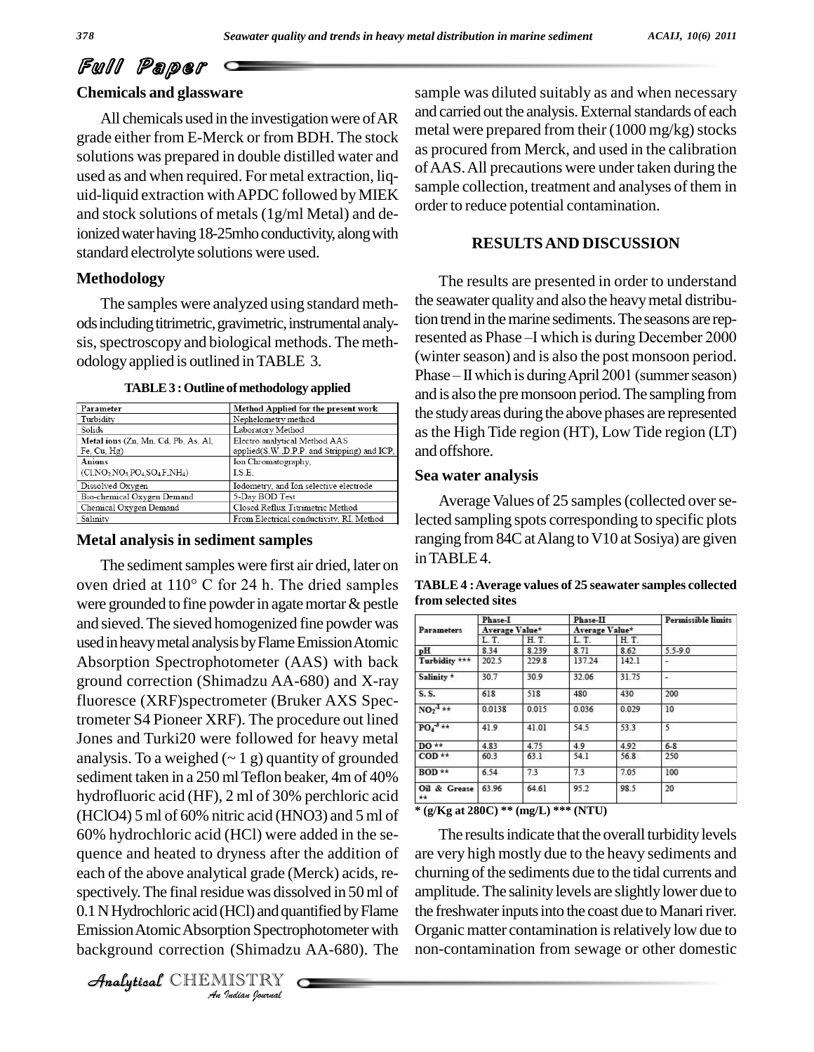## Chemicals and glassware

All chemicals used in the investigation were of AR grade either from E-Merck or from BDH. The stock solutions was prepared in double distilled water and used as and when required. For metal extraction, liquid-liquid extraction with APDC followed by MIEK and stock solutions of metals (1g/ml Metal) and deionized water having 18-25mho conductivity, along with standard electrolyte solutions were used.

## Methodology

The samples were analyzed using standard methods including titrimetric, gravimetric, instrumental analysis, spectroscopy and biological methods. The methodology applied is outlined in TABLE 3.

**TABLE 3 : Outline of methodology applied**

| Parameter | Method Applied for the present work |
|---|---|
| Turbidity | Nephelometry method |
| Solids | Laboratory Method |
| **Metal ions** (Zn, Mn, Cd, Pb, As, Al, Fe, Cu, Hg) | Electro analytical Method AAS applied(S.W.,D.P.P. and Stripping) and ICP. |
| **Anions** ($Cl, NO_2, NO_3, PO_4, SO_4, F, NH_4$) | Ion Chromatography, I.S.E. |
| Dissolved Oxygen | Iodometry, and Ion selective electrode |
| Bio-chemical Oxygen Demand | 5-Day BOD Test |
| Chemical Oxygen Demand | Closed Reflux Titrimetric Method |
| Salinity | From Electrical conductivity, RI, Method |

## Metal analysis in sediment samples

The sediment samples were first air dried, later on oven dried at 110° C for 24 h. The dried samples were grounded to fine powder in agate mortar & pestle and sieved. The sieved homogenized fine powder was used in heavy metal analysis by Flame Emission Atomic Absorption Spectrophotometer (AAS) with back ground correction (Shimadzu AA-680) and X-ray fluoresce (XRF)spectrometer (Bruker AXS Spectrometer S4 Pioneer XRF). The procedure out lined Jones and Turki20 were followed for heavy metal analysis. To a weighed (~ 1 g) quantity of grounded sediment taken in a 250 ml Teflon beaker, 4m of 40% hydrofluoric acid (HF), 2 ml of 30% perchloric acid ($HClO_4$) 5 ml of 60% nitric acid ($HNO_3$) and 5 ml of 60% hydrochloric acid (HCl) were added in the sequence and heated to dryness after the addition of each of the above analytical grade (Merck) acids, respectively. The final residue was dissolved in 50 ml of 0.1 N Hydrochloric acid (HCl) and quantified by Flame Emission Atomic Absorption Spectrophotometer with background correction (Shimadzu AA-680). The sample was diluted suitably as and when necessary and carried out the analysis. External standards of each metal were prepared from their (1000 mg/kg) stocks as procured from Merck, and used in the calibration of AAS. All precautions were under taken during the sample collection, treatment and analyses of them in order to reduce potential contamination.

## RESULTS AND DISCUSSION

The results are presented in order to understand the seawater quality and also the heavy metal distribution trend in the marine sediments. The seasons are represented as Phase –I which is during December 2000 (winter season) and is also the post monsoon period. Phase – II which is during April 2001 (summer season) and is also the pre monsoon period. The sampling from the study areas during the above phases are represented as the High Tide region (HT), Low Tide region (LT) and offshore.

### Sea water analysis

Average Values of 25 samples (collected over selected sampling spots corresponding to specific plots ranging from 84C at Alang to V10 at Sosiya) are given in TABLE 4.

**TABLE 4 : Average values of 25 seawater samples collected from selected sites**

| Parameters | Phase-I Average Value* | | Phase-II Average Value* | | Permissible limits |
|---|---|---|---|---|---|
| | L. T. | H. T. | L. T. | H. T. | |
| pH | 8.34 | 8.239 | 8.71 | 8.62 | 5.5-9.0 |
| Turbidity *** | 202.5 | 229.8 | 137.24 | 142.1 | - |
| Salinity * | 30.7 | 30.9 | 32.06 | 31.75 | - |
| S. S. | 618 | 518 | 480 | 430 | 200 |
| $NO_2^{-1}$ ** | 0.0138 | 0.015 | 0.036 | 0.029 | 10 |
| $PO_4^{-3}$ ** | 41.9 | 41.01 | 54.5 | 53.3 | 5 |
| DO ** | 4.83 | 4.75 | 4.9 | 4.92 | 6-8 |
| COD ** | 60.3 | 63.1 | 54.1 | 56.8 | 250 |
| BOD ** | 6.54 | 7.3 | 7.3 | 7.05 | 100 |
| Oil & Grease ** | 63.96 | 64.61 | 95.2 | 98.5 | 20 |

\* (g/Kg at 280C) ** (mg/L) *** (NTU)

The results indicate that the overall turbidity levels are very high mostly due to the heavy sediments and churning of the sediments due to the tidal currents and amplitude. The salinity levels are slightly lower due to the freshwater inputs into the coast due to Manari river. Organic matter contamination is relatively low due to non-contamination from sewage or other domestic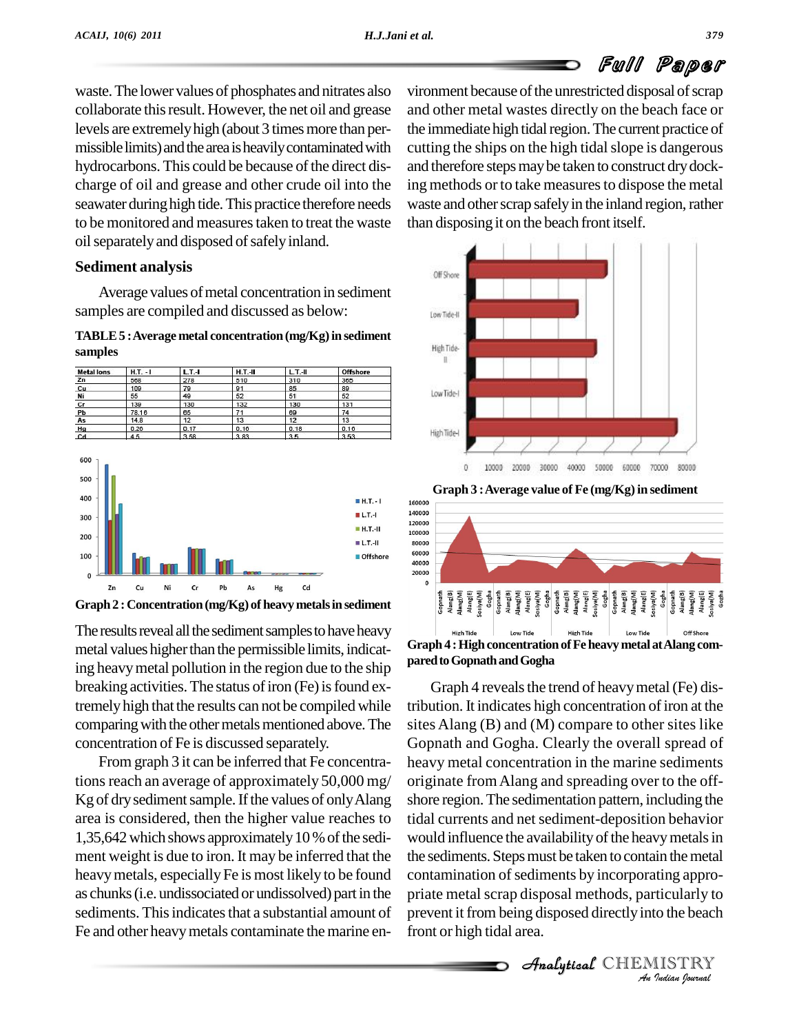waste. The lower values of phosphates and nitrates also collaborate this result. However, the net oil and grease levels are extremely high (about 3 times more than permissible limits) and the area is heavily contaminated with hydrocarbons. This could be because of the direct discharge of oil and grease and other crude oil into the seawater during high tide. This practice therefore needs to be monitored and measures taken to treat the waste oil separately and disposed of safely inland.

## Sediment analysis

Average values of metal concentration in sediment samples are compiled and discussed as below:

**TABLE 5 : Average metal concentration (mg/Kg) in sediment samples**

| Metal Ions | H.T. - I | L.T.-I | H.T.-II | L.T.-II | Offshore |
|---|---|---|---|---|---|
| Zn | 568 | 278 | 510 | 310 | 365 |
| Cu | 109 | 79 | 91 | 85 | 89 |
| Ni | 55 | 49 | 52 | 51 | 52 |
| Cr | 139 | 130 | 132 | 130 | 131 |
| Pb | 78.16 | 65 | 71 | 69 | 74 |
| As | 14.8 | 12 | 13 | 12 | 13 |
| Hg | 0.20 | 0.17 | 0.10 | 0.18 | 0.10 |
| Cd | 4.5 | 3.58 | 3.83 | 3.5 | 3.53 |

**Graph 2 : Concentration (mg/Kg) of heavy metals in sediment**

The results reveal all the sediment samples to have heavy metal values higher than the permissible limits, indicating heavy metal pollution in the region due to the ship breaking activities. The status of iron (Fe) is found extremely high that the results can not be compiled while comparing with the other metals mentioned above. The concentration of Fe is discussed separately.

From graph 3 it can be inferred that Fe concentrations reach an average of approximately 50,000 mg/Kg of dry sediment sample. If the values of only Alang area is considered, then the higher value reaches to 1,35,642 which shows approximately 10 % of the sediment weight is due to iron. It may be inferred that the heavy metals, especially Fe is most likely to be found as chunks (i.e. undissociated or undissolved) part in the sediments. This indicates that a substantial amount of Fe and other heavy metals contaminate the marine environment because of the unrestricted disposal of scrap and other metal wastes directly on the beach face or the immediate high tidal region. The current practice of cutting the ships on the high tidal slope is dangerous and therefore steps may be taken to construct dry docking methods or to take measures to dispose the metal waste and other scrap safely in the inland region, rather than disposing it on the beach front itself.

**Graph 3 : Average value of Fe (mg/Kg) in sediment**

**Graph 4 : High concentration of Fe heavy metal at Alang compared to Gopnath and Gogha**

Graph 4 reveals the trend of heavy metal (Fe) distribution. It indicates high concentration of iron at the sites Alang (B) and (M) compare to other sites like Gopnath and Gogha. Clearly the overall spread of heavy metal concentration in the marine sediments originate from Alang and spreading over to the offshore region. The sedimentation pattern, including the tidal currents and net sediment-deposition behavior would influence the availability of the heavy metals in the sediments. Steps must be taken to contain the metal contamination of sediments by incorporating appropriate metal scrap disposal methods, particularly to prevent it from being disposed directly into the beach front or high tidal area.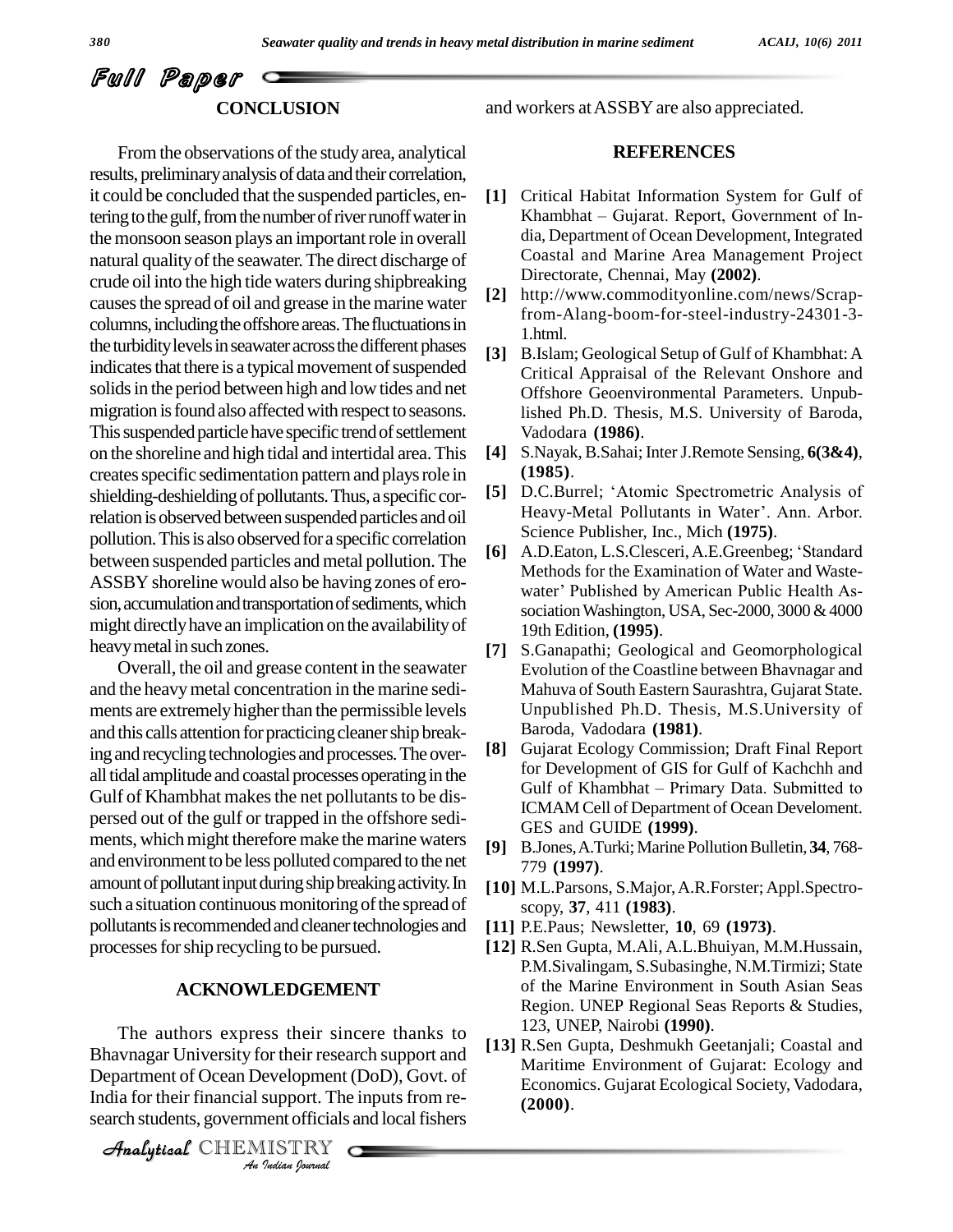## CONCLUSION

From the observations of the study area, analytical results, preliminary analysis of data and their correlation, it could be concluded that the suspended particles, entering to the gulf, from the number of river runoff water in the monsoon season plays an important role in overall natural quality of the seawater. The direct discharge of crude oil into the high tide waters during shipbreaking causes the spread of oil and grease in the marine water columns, including the offshore areas. The fluctuations in the turbidity levels in seawater across the different phases indicates that there is a typical movement of suspended solids in the period between high and low tides and net migration is found also affected with respect to seasons. This suspended particle have specific trend of settlement on the shoreline and high tidal and intertidal area. This creates specific sedimentation pattern and plays role in shielding-deshielding of pollutants. Thus, a specific correlation is observed between suspended particles and oil pollution. This is also observed for a specific correlation between suspended particles and metal pollution. The ASSBY shoreline would also be having zones of erosion, accumulation and transportation of sediments, which might directly have an implication on the availability of heavy metal in such zones.

Overall, the oil and grease content in the seawater and the heavy metal concentration in the marine sediments are extremely higher than the permissible levels and this calls attention for practicing cleaner ship breaking and recycling technologies and processes. The overall tidal amplitude and coastal processes operating in the Gulf of Khambhat makes the net pollutants to be dispersed out of the gulf or trapped in the offshore sediments, which might therefore make the marine waters and environment to be less polluted compared to the net amount of pollutant input during ship breaking activity. In such a situation continuous monitoring of the spread of pollutants is recommended and cleaner technologies and processes for ship recycling to be pursued.

## ACKNOWLEDGEMENT

The authors express their sincere thanks to Bhavnagar University for their research support and Department of Ocean Development (DoD), Govt. of India for their financial support. The inputs from research students, government officials and local fishers and workers at ASSBY are also appreciated.

## REFERENCES

[1] Critical Habitat Information System for Gulf of Khambhat – Gujarat. Report, Government of India, Department of Ocean Development, Integrated Coastal and Marine Area Management Project Directorate, Chennai, May **(2002)**.

[2] http://www.commodityonline.com/news/Scrap-from-Alang-boom-for-steel-industry-24301-3-1.html.

[3] B.Islam; Geological Setup of Gulf of Khambhat: A Critical Appraisal of the Relevant Onshore and Offshore Geoenvironmental Parameters. Unpublished Ph.D. Thesis, M.S. University of Baroda, Vadodara **(1986)**.

[4] S.Nayak, B.Sahai; Inter J.Remote Sensing, **6(3&4)**, **(1985)**.

[5] D.C.Burrel; 'Atomic Spectrometric Analysis of Heavy-Metal Pollutants in Water'. Ann. Arbor. Science Publisher, Inc., Mich **(1975)**.

[6] A.D.Eaton, L.S.Clesceri, A.E.Greenbeg; 'Standard Methods for the Examination of Water and Wastewater' Published by American Public Health Association Washington, USA, Sec-2000, 3000 & 4000 19th Edition, **(1995)**.

[7] S.Ganapathi; Geological and Geomorphological Evolution of the Coastline between Bhavnagar and Mahuva of South Eastern Saurashtra, Gujarat State. Unpublished Ph.D. Thesis, M.S.University of Baroda, Vadodara **(1981)**.

[8] Gujarat Ecology Commission; Draft Final Report for Development of GIS for Gulf of Kachchh and Gulf of Khambhat – Primary Data. Submitted to ICMAM Cell of Department of Ocean Develoment. GES and GUIDE **(1999)**.

[9] B.Jones, A.Turki; Marine Pollution Bulletin, **34**, 768-779 **(1997)**.

[10] M.L.Parsons, S.Major, A.R.Forster; Appl.Spectroscopy, **37**, 411 **(1983)**.

[11] P.E.Paus; Newsletter, **10**, 69 **(1973)**.

[12] R.Sen Gupta, M.Ali, A.L.Bhuiyan, M.M.Hussain, P.M.Sivalingam, S.Subasinghe, N.M.Tirmizi; State of the Marine Environment in South Asian Seas Region. UNEP Regional Seas Reports & Studies, 123, UNEP, Nairobi **(1990)**.

[13] R.Sen Gupta, Deshmukh Geetanjali; Coastal and Maritime Environment of Gujarat: Ecology and Economics. Gujarat Ecological Society, Vadodara, **(2000)**.